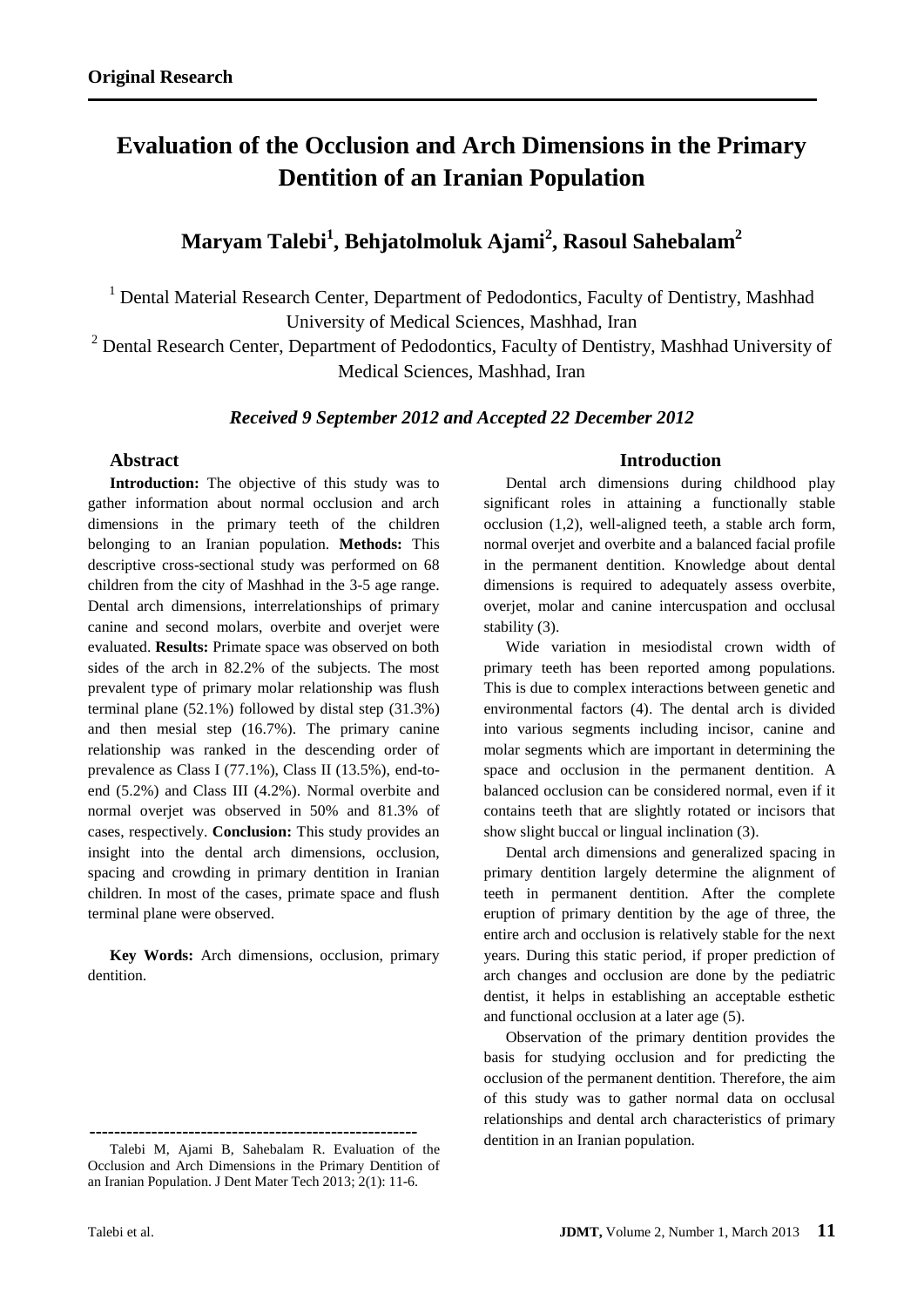**Original Research**

# Evaluation of the Occlusion and Arch Dimensions in the Primary Dentition of an Iranian Population

## Maryam Talebi[1], Behjatolmoluk Ajami[2], Rasoul Sahebalam[2]

[1] Dental Material Research Center, Department of Pedodontics, Faculty of Dentistry, Mashhad University of Medical Sciences, Mashhad, Iran

[2] Dental Research Center, Department of Pedodontics, Faculty of Dentistry, Mashhad University of Medical Sciences, Mashhad, Iran

***Received 9 September 2012 and Accepted 22 December 2012***

### Abstract

**Introduction:** The objective of this study was to gather information about normal occlusion and arch dimensions in the primary teeth of the children belonging to an Iranian population. **Methods:** This descriptive cross-sectional study was performed on 68 children from the city of Mashhad in the 3-5 age range. Dental arch dimensions, interrelationships of primary canine and second molars, overbite and overjet were evaluated. **Results:** Primate space was observed on both sides of the arch in 82.2% of the subjects. The most prevalent type of primary molar relationship was flush terminal plane (52.1%) followed by distal step (31.3%) and then mesial step (16.7%). The primary canine relationship was ranked in the descending order of prevalence as Class I (77.1%), Class II (13.5%), end-to-end (5.2%) and Class III (4.2%). Normal overbite and normal overjet was observed in 50% and 81.3% of cases, respectively. **Conclusion:** This study provides an insight into the dental arch dimensions, occlusion, spacing and crowding in primary dentition in Iranian children. In most of the cases, primate space and flush terminal plane were observed.

**Key Words:** Arch dimensions, occlusion, primary dentition.

---

Talebi M, Ajami B, Sahebalam R. Evaluation of the Occlusion and Arch Dimensions in the Primary Dentition of an Iranian Population. J Dent Mater Tech 2013; 2(1): 11-6.

### Introduction

Dental arch dimensions during childhood play significant roles in attaining a functionally stable occlusion (1,2), well-aligned teeth, a stable arch form, normal overjet and overbite and a balanced facial profile in the permanent dentition. Knowledge about dental dimensions is required to adequately assess overbite, overjet, molar and canine intercuspation and occlusal stability (3).

Wide variation in mesiodistal crown width of primary teeth has been reported among populations. This is due to complex interactions between genetic and environmental factors (4). The dental arch is divided into various segments including incisor, canine and molar segments which are important in determining the space and occlusion in the permanent dentition. A balanced occlusion can be considered normal, even if it contains teeth that are slightly rotated or incisors that show slight buccal or lingual inclination (3).

Dental arch dimensions and generalized spacing in primary dentition largely determine the alignment of teeth in permanent dentition. After the complete eruption of primary dentition by the age of three, the entire arch and occlusion is relatively stable for the next years. During this static period, if proper prediction of arch changes and occlusion are done by the pediatric dentist, it helps in establishing an acceptable esthetic and functional occlusion at a later age (5).

Observation of the primary dentition provides the basis for studying occlusion and for predicting the occlusion of the permanent dentition. Therefore, the aim of this study was to gather normal data on occlusal relationships and dental arch characteristics of primary dentition in an Iranian population.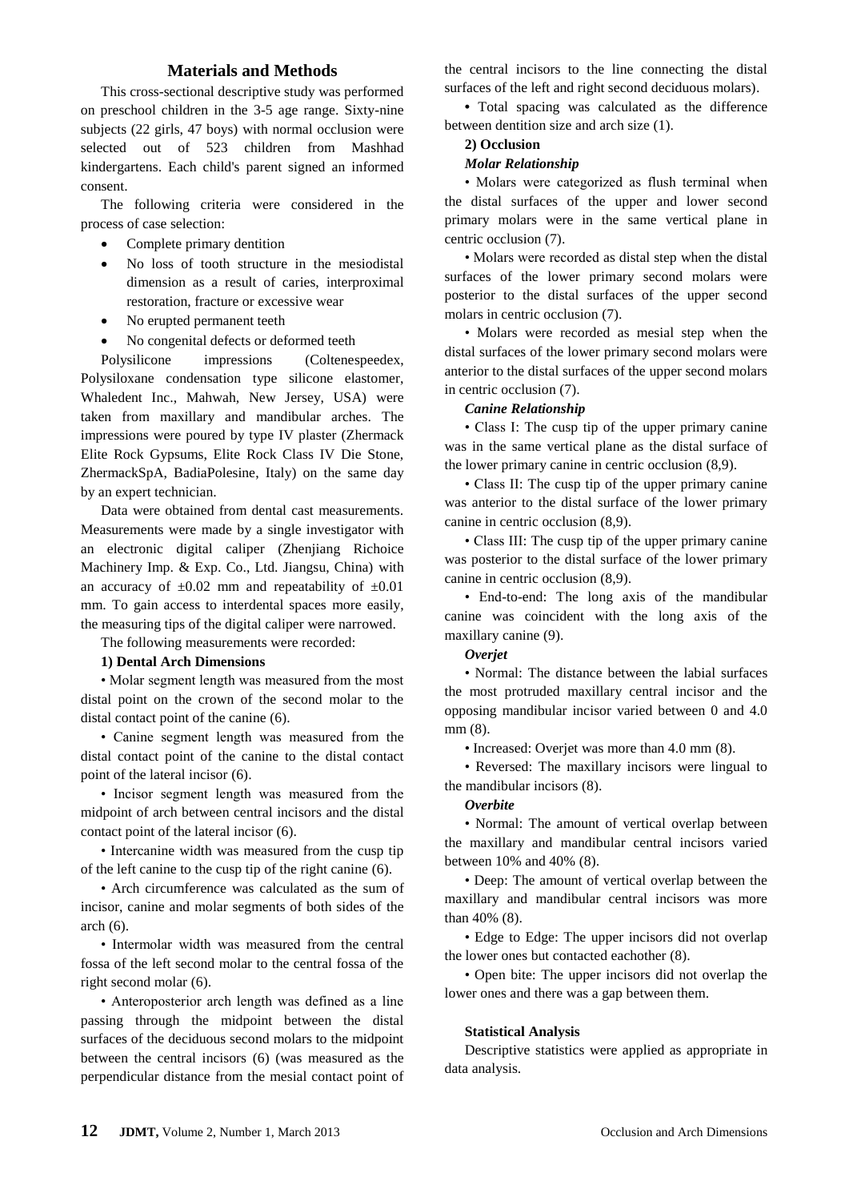## Materials and Methods

This cross-sectional descriptive study was performed on preschool children in the 3-5 age range. Sixty-nine subjects (22 girls, 47 boys) with normal occlusion were selected out of 523 children from Mashhad kindergartens. Each child's parent signed an informed consent.

The following criteria were considered in the process of case selection:

- Complete primary dentition
- No loss of tooth structure in the mesiodistal dimension as a result of caries, interproximal restoration, fracture or excessive wear
- No erupted permanent teeth
- No congenital defects or deformed teeth

Polysilicone impressions (Coltenespeedex, Polysiloxane condensation type silicone elastomer, Whaledent Inc., Mahwah, New Jersey, USA) were taken from maxillary and mandibular arches. The impressions were poured by type IV plaster (Zhermack Elite Rock Gypsums, Elite Rock Class IV Die Stone, ZhermackSpA, BadiaPolesine, Italy) on the same day by an expert technician.

Data were obtained from dental cast measurements. Measurements were made by a single investigator with an electronic digital caliper (Zhenjiang Richoice Machinery Imp. & Exp. Co., Ltd. Jiangsu, China) with an accuracy of ±0.02 mm and repeatability of ±0.01 mm. To gain access to interdental spaces more easily, the measuring tips of the digital caliper were narrowed.

The following measurements were recorded:

**1) Dental Arch Dimensions**

• Molar segment length was measured from the most distal point on the crown of the second molar to the distal contact point of the canine (6).

• Canine segment length was measured from the distal contact point of the canine to the distal contact point of the lateral incisor (6).

• Incisor segment length was measured from the midpoint of arch between central incisors and the distal contact point of the lateral incisor (6).

• Intercanine width was measured from the cusp tip of the left canine to the cusp tip of the right canine (6).

• Arch circumference was calculated as the sum of incisor, canine and molar segments of both sides of the arch (6).

• Intermolar width was measured from the central fossa of the left second molar to the central fossa of the right second molar (6).

• Anteroposterior arch length was defined as a line passing through the midpoint between the distal surfaces of the deciduous second molars to the midpoint between the central incisors (6) (was measured as the perpendicular distance from the mesial contact point of the central incisors to the line connecting the distal surfaces of the left and right second deciduous molars).

• Total spacing was calculated as the difference between dentition size and arch size (1).

**2) Occlusion**

***Molar Relationship***

• Molars were categorized as flush terminal when the distal surfaces of the upper and lower second primary molars were in the same vertical plane in centric occlusion (7).

• Molars were recorded as distal step when the distal surfaces of the lower primary second molars were posterior to the distal surfaces of the upper second molars in centric occlusion (7).

• Molars were recorded as mesial step when the distal surfaces of the lower primary second molars were anterior to the distal surfaces of the upper second molars in centric occlusion (7).

***Canine Relationship***

• Class I: The cusp tip of the upper primary canine was in the same vertical plane as the distal surface of the lower primary canine in centric occlusion (8,9).

• Class II: The cusp tip of the upper primary canine was anterior to the distal surface of the lower primary canine in centric occlusion (8,9).

• Class III: The cusp tip of the upper primary canine was posterior to the distal surface of the lower primary canine in centric occlusion (8,9).

• End-to-end: The long axis of the mandibular canine was coincident with the long axis of the maxillary canine (9).

***Overjet***

• Normal: The distance between the labial surfaces the most protruded maxillary central incisor and the opposing mandibular incisor varied between 0 and 4.0 mm (8).

• Increased: Overjet was more than 4.0 mm (8).

• Reversed: The maxillary incisors were lingual to the mandibular incisors (8).

***Overbite***

• Normal: The amount of vertical overlap between the maxillary and mandibular central incisors varied between 10% and 40% (8).

• Deep: The amount of vertical overlap between the maxillary and mandibular central incisors was more than 40% (8).

• Edge to Edge: The upper incisors did not overlap the lower ones but contacted eachother (8).

• Open bite: The upper incisors did not overlap the lower ones and there was a gap between them.

### Statistical Analysis

Descriptive statistics were applied as appropriate in data analysis.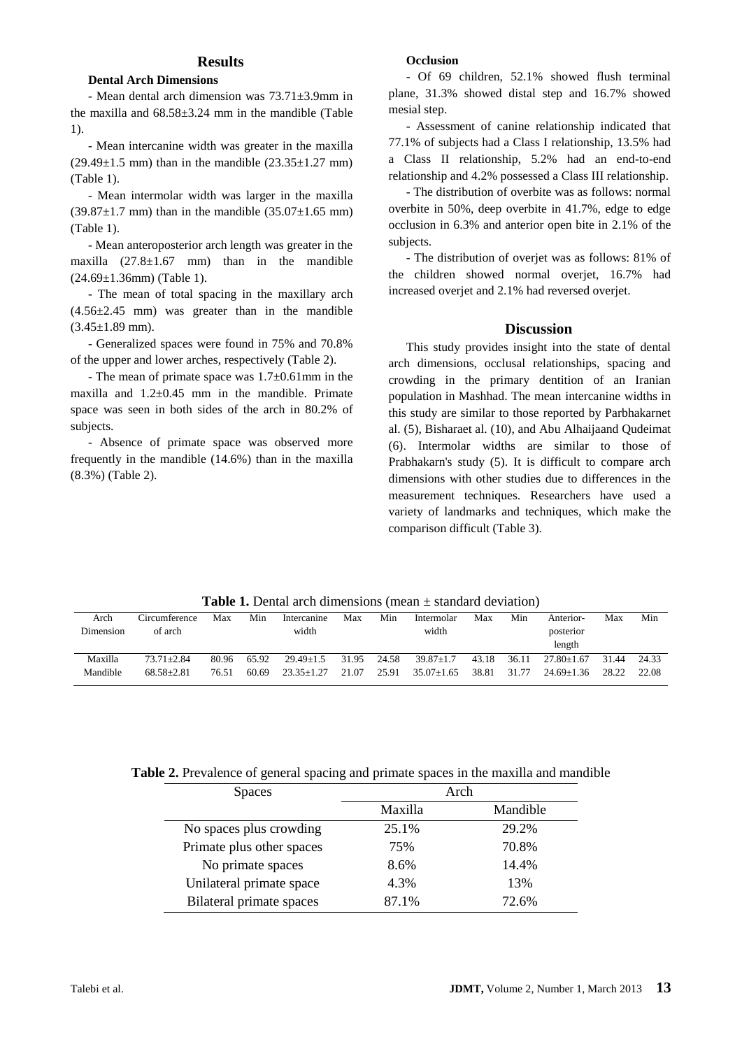## Results

### Dental Arch Dimensions

- Mean dental arch dimension was 73.71±3.9mm in the maxilla and 68.58±3.24 mm in the mandible (Table 1).

- Mean intercanine width was greater in the maxilla (29.49±1.5 mm) than in the mandible (23.35±1.27 mm) (Table 1).

- Mean intermolar width was larger in the maxilla (39.87±1.7 mm) than in the mandible (35.07±1.65 mm) (Table 1).

- Mean anteroposterior arch length was greater in the maxilla (27.8±1.67 mm) than in the mandible (24.69±1.36mm) (Table 1).

- The mean of total spacing in the maxillary arch (4.56±2.45 mm) was greater than in the mandible (3.45±1.89 mm).

- Generalized spaces were found in 75% and 70.8% of the upper and lower arches, respectively (Table 2).

- The mean of primate space was 1.7±0.61mm in the maxilla and 1.2±0.45 mm in the mandible. Primate space was seen in both sides of the arch in 80.2% of subjects.

- Absence of primate space was observed more frequently in the mandible (14.6%) than in the maxilla (8.3%) (Table 2).

### Occlusion

- Of 69 children, 52.1% showed flush terminal plane, 31.3% showed distal step and 16.7% showed mesial step.

- Assessment of canine relationship indicated that 77.1% of subjects had a Class I relationship, 13.5% had a Class II relationship, 5.2% had an end-to-end relationship and 4.2% possessed a Class III relationship.

- The distribution of overbite was as follows: normal overbite in 50%, deep overbite in 41.7%, edge to edge occlusion in 6.3% and anterior open bite in 2.1% of the subjects.

- The distribution of overjet was as follows: 81% of the children showed normal overjet, 16.7% had increased overjet and 2.1% had reversed overjet.

## Discussion

This study provides insight into the state of dental arch dimensions, occlusal relationships, spacing and crowding in the primary dentition of an Iranian population in Mashhad. The mean intercanine widths in this study are similar to those reported by Parbhakarnet al. (5), Bisharaet al. (10), and Abu Alhaijaand Qudeimat (6). Intermolar widths are similar to those of Prabhakarn's study (5). It is difficult to compare arch dimensions with other studies due to differences in the measurement techniques. Researchers have used a variety of landmarks and techniques, which make the comparison difficult (Table 3).

**Table 1.** Dental arch dimensions (mean ± standard deviation)

| Arch Dimension | Circumference of arch | Max | Min | Intercanine width | Max | Min | Intermolar width | Max | Min | Anterior-posterior length | Max | Min |
|---|---|---|---|---|---|---|---|---|---|---|---|---|
| Maxilla | 73.71±2.84 | 80.96 | 65.92 | 29.49±1.5 | 31.95 | 24.58 | 39.87±1.7 | 43.18 | 36.11 | 27.80±1.67 | 31.44 | 24.33 |
| Mandible | 68.58±2.81 | 76.51 | 60.69 | 23.35±1.27 | 21.07 | 25.91 | 35.07±1.65 | 38.81 | 31.77 | 24.69±1.36 | 28.22 | 22.08 |

**Table 2.** Prevalence of general spacing and primate spaces in the maxilla and mandible

| Spaces | Arch | |
|---|---|---|
| | Maxilla | Mandible |
| No spaces plus crowding | 25.1% | 29.2% |
| Primate plus other spaces | 75% | 70.8% |
| No primate spaces | 8.6% | 14.4% |
| Unilateral primate space | 4.3% | 13% |
| Bilateral primate spaces | 87.1% | 72.6% |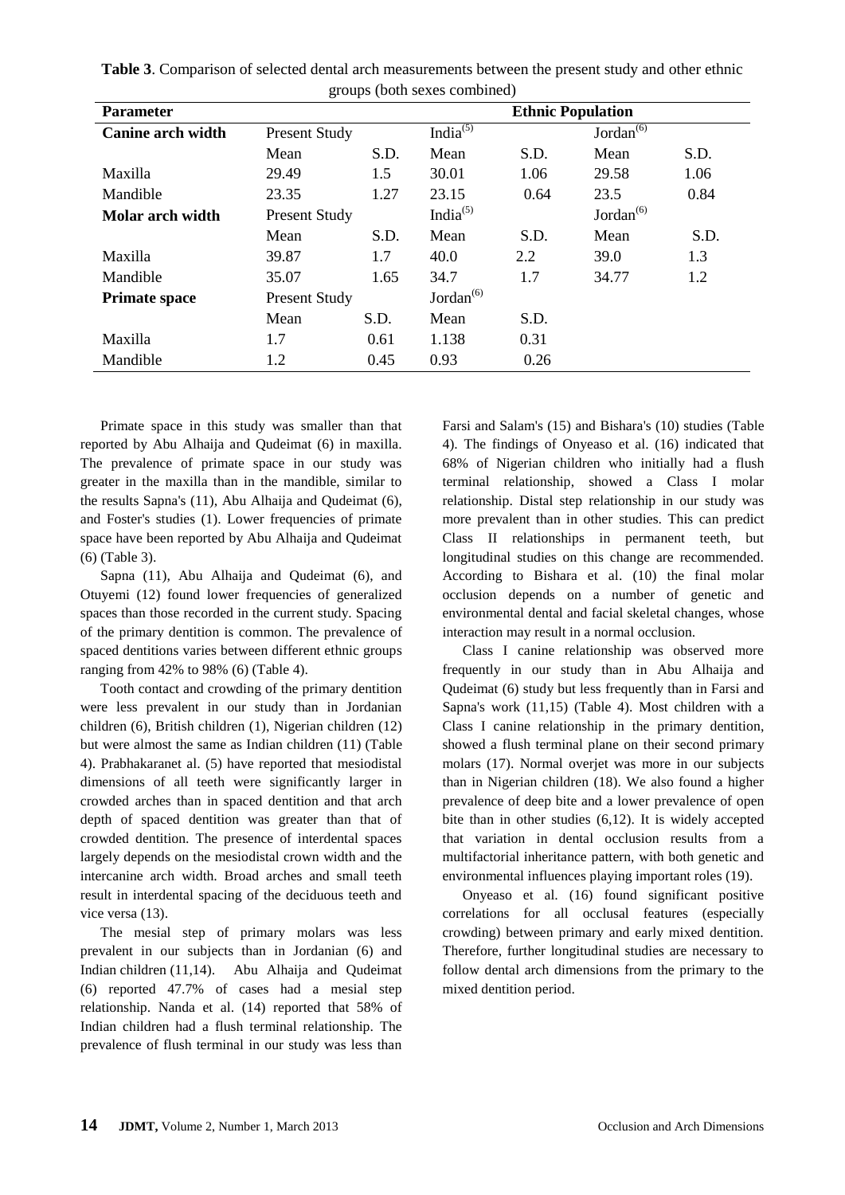**Table 3**. Comparison of selected dental arch measurements between the present study and other ethnic groups (both sexes combined)

| Parameter | Ethnic Population | | | | | |
|---|---|---|---|---|---|---|
| **Canine arch width** | Present Study | | India[5] | | Jordan[6] | |
| | Mean | S.D. | Mean | S.D. | Mean | S.D. |
| Maxilla | 29.49 | 1.5 | 30.01 | 1.06 | 29.58 | 1.06 |
| Mandible | 23.35 | 1.27 | 23.15 | 0.64 | 23.5 | 0.84 |
| **Molar arch width** | Present Study | | India[5] | | Jordan[6] | |
| | Mean | S.D. | Mean | S.D. | Mean | S.D. |
| Maxilla | 39.87 | 1.7 | 40.0 | 2.2 | 39.0 | 1.3 |
| Mandible | 35.07 | 1.65 | 34.7 | 1.7 | 34.77 | 1.2 |
| **Primate space** | Present Study | | Jordan[6] | | | |
| | Mean | S.D. | Mean | S.D. | | |
| Maxilla | 1.7 | 0.61 | 1.138 | 0.31 | | |
| Mandible | 1.2 | 0.45 | 0.93 | 0.26 | | |

Primate space in this study was smaller than that reported by Abu Alhaija and Qudeimat (6) in maxilla. The prevalence of primate space in our study was greater in the maxilla than in the mandible, similar to the results Sapna's (11), Abu Alhaija and Qudeimat (6), and Foster's studies (1). Lower frequencies of primate space have been reported by Abu Alhaija and Qudeimat (6) (Table 3).

Sapna (11), Abu Alhaija and Qudeimat (6), and Otuyemi (12) found lower frequencies of generalized spaces than those recorded in the current study. Spacing of the primary dentition is common. The prevalence of spaced dentitions varies between different ethnic groups ranging from 42% to 98% (6) (Table 4).

Tooth contact and crowding of the primary dentition were less prevalent in our study than in Jordanian children (6), British children (1), Nigerian children (12) but were almost the same as Indian children (11) (Table 4). Prabhakaranet al. (5) have reported that mesiodistal dimensions of all teeth were significantly larger in crowded arches than in spaced dentition and that arch depth of spaced dentition was greater than that of crowded dentition. The presence of interdental spaces largely depends on the mesiodistal crown width and the intercanine arch width. Broad arches and small teeth result in interdental spacing of the deciduous teeth and vice versa (13).

The mesial step of primary molars was less prevalent in our subjects than in Jordanian (6) and Indian children (11,14). Abu Alhaija and Qudeimat (6) reported 47.7% of cases had a mesial step relationship. Nanda et al. (14) reported that 58% of Indian children had a flush terminal relationship. The prevalence of flush terminal in our study was less than Farsi and Salam's (15) and Bishara's (10) studies (Table 4). The findings of Onyeaso et al. (16) indicated that 68% of Nigerian children who initially had a flush terminal relationship, showed a Class I molar relationship. Distal step relationship in our study was more prevalent than in other studies. This can predict Class II relationships in permanent teeth, but longitudinal studies on this change are recommended. According to Bishara et al. (10) the final molar occlusion depends on a number of genetic and environmental dental and facial skeletal changes, whose interaction may result in a normal occlusion.

Class I canine relationship was observed more frequently in our study than in Abu Alhaija and Qudeimat (6) study but less frequently than in Farsi and Sapna's work (11,15) (Table 4). Most children with a Class I canine relationship in the primary dentition, showed a flush terminal plane on their second primary molars (17). Normal overjet was more in our subjects than in Nigerian children (18). We also found a higher prevalence of deep bite and a lower prevalence of open bite than in other studies (6,12). It is widely accepted that variation in dental occlusion results from a multifactorial inheritance pattern, with both genetic and environmental influences playing important roles (19).

Onyeaso et al. (16) found significant positive correlations for all occlusal features (especially crowding) between primary and early mixed dentition. Therefore, further longitudinal studies are necessary to follow dental arch dimensions from the primary to the mixed dentition period.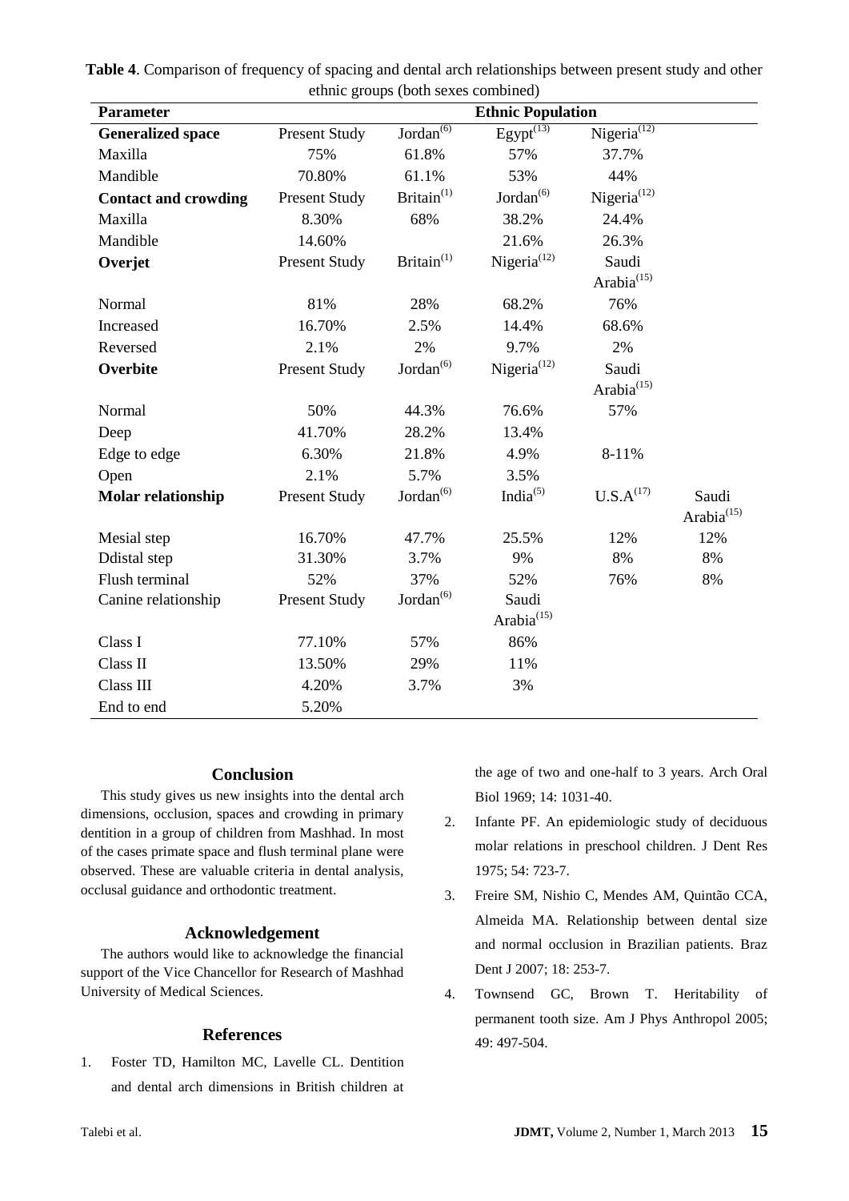**Table 4**. Comparison of frequency of spacing and dental arch relationships between present study and other ethnic groups (both sexes combined)

| Parameter | Ethnic Population | | | | |
|---|---|---|---|---|---|
| **Generalized space** | Present Study | Jordan[6] | Egypt[13] | Nigeria[12] | |
| Maxilla | 75% | 61.8% | 57% | 37.7% | |
| Mandible | 70.80% | 61.1% | 53% | 44% | |
| **Contact and crowding** | Present Study | Britain[1] | Jordan[6] | Nigeria[12] | |
| Maxilla | 8.30% | 68% | 38.2% | 24.4% | |
| Mandible | 14.60% | | 21.6% | 26.3% | |
| **Overjet** | Present Study | Britain[1] | Nigeria[12] | Saudi Arabia[15] | |
| Normal | 81% | 28% | 68.2% | 76% | |
| Increased | 16.70% | 2.5% | 14.4% | 68.6% | |
| Reversed | 2.1% | 2% | 9.7% | 2% | |
| **Overbite** | Present Study | Jordan[6] | Nigeria[12] | Saudi Arabia[15] | |
| Normal | 50% | 44.3% | 76.6% | 57% | |
| Deep | 41.70% | 28.2% | 13.4% | | |
| Edge to edge | 6.30% | 21.8% | 4.9% | 8-11% | |
| Open | 2.1% | 5.7% | 3.5% | | |
| **Molar relationship** | Present Study | Jordan[6] | India[5] | U.S.A[17] | Saudi Arabia[15] |
| Mesial step | 16.70% | 47.7% | 25.5% | 12% | 12% |
| Ddistal step | 31.30% | 3.7% | 9% | 8% | 8% |
| Flush terminal | 52% | 37% | 52% | 76% | 8% |
| Canine relationship | Present Study | Jordan[6] | Saudi Arabia[15] | | |
| Class I | 77.10% | 57% | 86% | | |
| Class II | 13.50% | 29% | 11% | | |
| Class III | 4.20% | 3.7% | 3% | | |
| End to end | 5.20% | | | | |

## Conclusion

This study gives us new insights into the dental arch dimensions, occlusion, spaces and crowding in primary dentition in a group of children from Mashhad. In most of the cases primate space and flush terminal plane were observed. These are valuable criteria in dental analysis, occlusal guidance and orthodontic treatment.

## Acknowledgement

The authors would like to acknowledge the financial support of the Vice Chancellor for Research of Mashhad University of Medical Sciences.

## References

1. Foster TD, Hamilton MC, Lavelle CL. Dentition and dental arch dimensions in British children at the age of two and one-half to 3 years. Arch Oral Biol 1969; 14: 1031-40.
2. Infante PF. An epidemiologic study of deciduous molar relations in preschool children. J Dent Res 1975; 54: 723-7.
3. Freire SM, Nishio C, Mendes AM, Quintão CCA, Almeida MA. Relationship between dental size and normal occlusion in Brazilian patients. Braz Dent J 2007; 18: 253-7.
4. Townsend GC, Brown T. Heritability of permanent tooth size. Am J Phys Anthropol 2005; 49: 497-504.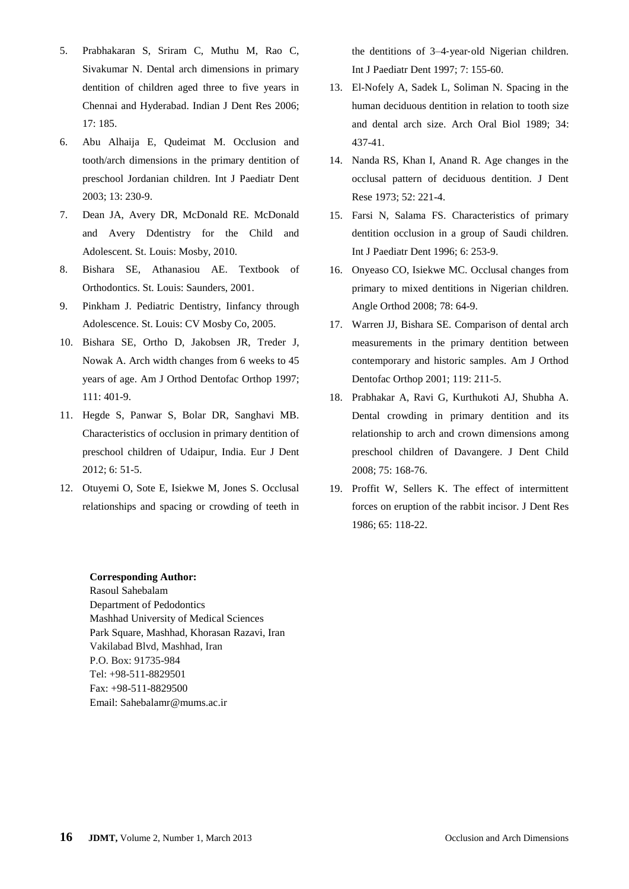5. Prabhakaran S, Sriram C, Muthu M, Rao C, Sivakumar N. Dental arch dimensions in primary dentition of children aged three to five years in Chennai and Hyderabad. Indian J Dent Res 2006; 17: 185.
6. Abu Alhaija E, Qudeimat M. Occlusion and tooth/arch dimensions in the primary dentition of preschool Jordanian children. Int J Paediatr Dent 2003; 13: 230-9.
7. Dean JA, Avery DR, McDonald RE. McDonald and Avery Ddentistry for the Child and Adolescent. St. Louis: Mosby, 2010.
8. Bishara SE, Athanasiou AE. Textbook of Orthodontics. St. Louis: Saunders, 2001.
9. Pinkham J. Pediatric Dentistry, Iinfancy through Adolescence. St. Louis: CV Mosby Co, 2005.
10. Bishara SE, Ortho D, Jakobsen JR, Treder J, Nowak A. Arch width changes from 6 weeks to 45 years of age. Am J Orthod Dentofac Orthop 1997; 111: 401-9.
11. Hegde S, Panwar S, Bolar DR, Sanghavi MB. Characteristics of occlusion in primary dentition of preschool children of Udaipur, India. Eur J Dent 2012; 6: 51-5.
12. Otuyemi O, Sote E, Isiekwe M, Jones S. Occlusal relationships and spacing or crowding of teeth in the dentitions of 3–4-year-old Nigerian children. Int J Paediatr Dent 1997; 7: 155-60.
13. El-Nofely A, Sadek L, Soliman N. Spacing in the human deciduous dentition in relation to tooth size and dental arch size. Arch Oral Biol 1989; 34: 437-41.
14. Nanda RS, Khan I, Anand R. Age changes in the occlusal pattern of deciduous dentition. J Dent Rese 1973; 52: 221-4.
15. Farsi N, Salama FS. Characteristics of primary dentition occlusion in a group of Saudi children. Int J Paediatr Dent 1996; 6: 253-9.
16. Onyeaso CO, Isiekwe MC. Occlusal changes from primary to mixed dentitions in Nigerian children. Angle Orthod 2008; 78: 64-9.
17. Warren JJ, Bishara SE. Comparison of dental arch measurements in the primary dentition between contemporary and historic samples. Am J Orthod Dentofac Orthop 2001; 119: 211-5.
18. Prabhakar A, Ravi G, Kurthukoti AJ, Shubha A. Dental crowding in primary dentition and its relationship to arch and crown dimensions among preschool children of Davangere. J Dent Child 2008; 75: 168-76.
19. Proffit W, Sellers K. The effect of intermittent forces on eruption of the rabbit incisor. J Dent Res 1986; 65: 118-22.

**Corresponding Author:**
Rasoul Sahebalam
Department of Pedodontics
Mashhad University of Medical Sciences
Park Square, Mashhad, Khorasan Razavi, Iran
Vakilabad Blvd, Mashhad, Iran
P.O. Box: 91735-984
Tel: +98-511-8829501
Fax: +98-511-8829500
Email: Sahebalamr@mums.ac.ir